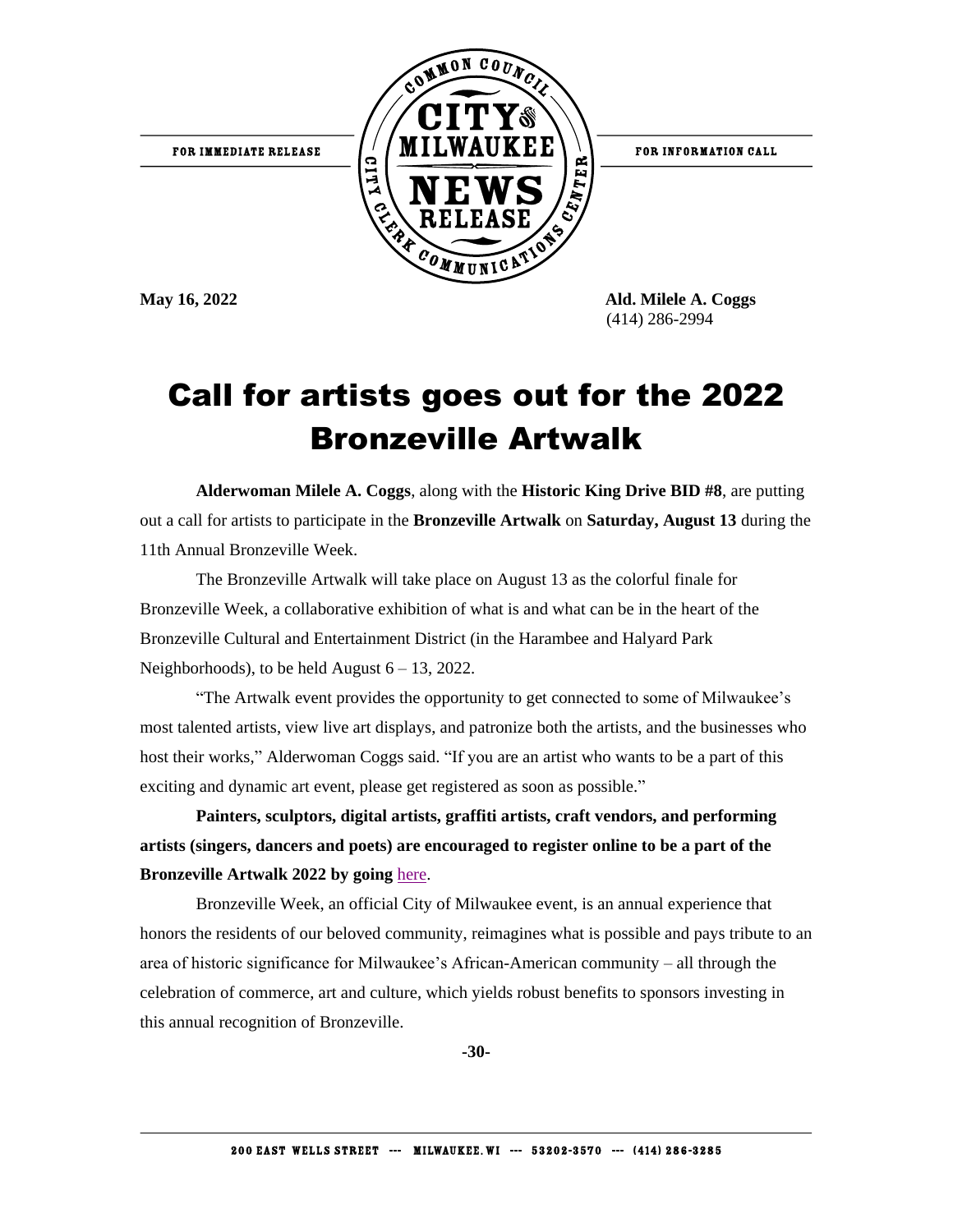FOR IMMEDIATE RELEASE

COMMON COUNCIL CITY OF MILWAUKEE NEWS RELEASE — CITY CLERK COMMUNICATIONS CENTER

FOR INFORMATION CALL

**May 16, 2022**

**Ald. Milele A. Coggs**
(414) 286-2994

# Call for artists goes out for the 2022 Bronzeville Artwalk

**Alderwoman Milele A. Coggs**, along with the **Historic King Drive BID #8**, are putting out a call for artists to participate in the **Bronzeville Artwalk** on **Saturday, August 13** during the 11th Annual Bronzeville Week.

The Bronzeville Artwalk will take place on August 13 as the colorful finale for Bronzeville Week, a collaborative exhibition of what is and what can be in the heart of the Bronzeville Cultural and Entertainment District (in the Harambee and Halyard Park Neighborhoods), to be held August 6 – 13, 2022.

"The Artwalk event provides the opportunity to get connected to some of Milwaukee's most talented artists, view live art displays, and patronize both the artists, and the businesses who host their works," Alderwoman Coggs said. "If you are an artist who wants to be a part of this exciting and dynamic art event, please get registered as soon as possible."

**Painters, sculptors, digital artists, graffiti artists, craft vendors, and performing artists (singers, dancers and poets) are encouraged to register online to be a part of the Bronzeville Artwalk 2022 by going** here.

Bronzeville Week, an official City of Milwaukee event, is an annual experience that honors the residents of our beloved community, reimagines what is possible and pays tribute to an area of historic significance for Milwaukee's African-American community – all through the celebration of commerce, art and culture, which yields robust benefits to sponsors investing in this annual recognition of Bronzeville.

**-30-**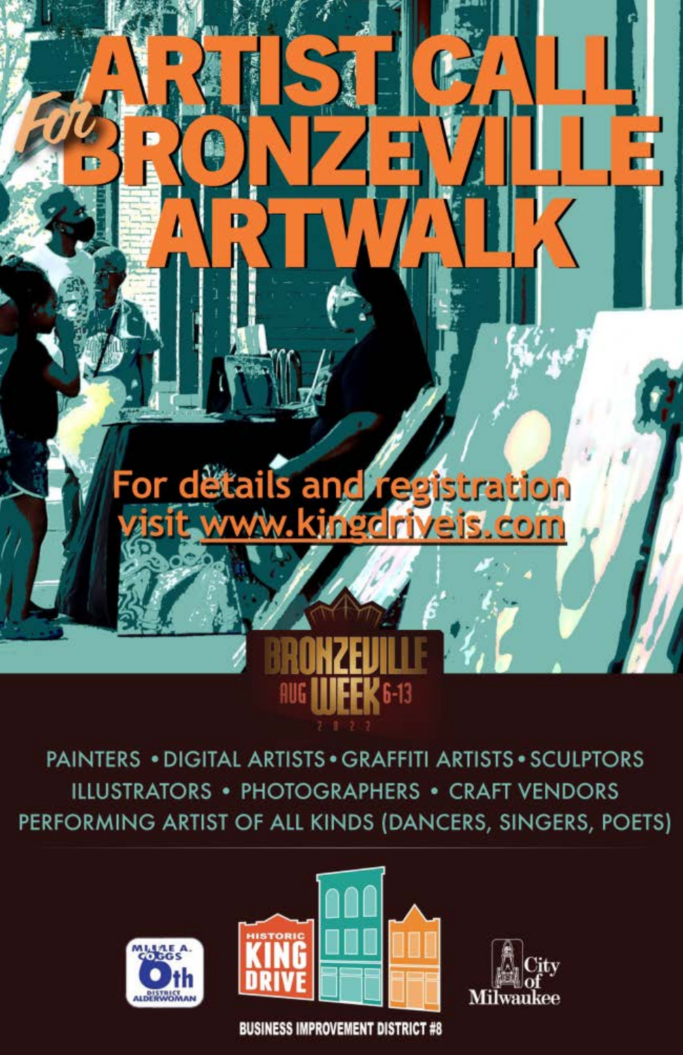# ARTIST CALL *For* BRONZEVILLE ARTWALK

For details and registration visit www.kingdriveis.com

BRONZEVILLE WEEK AUG 6-13 2022

PAINTERS • DIGITAL ARTISTS • GRAFFITI ARTISTS • SCULPTORS
ILLUSTRATORS • PHOTOGRAPHERS • CRAFT VENDORS
PERFORMING ARTIST OF ALL KINDS (DANCERS, SINGERS, POETS)

MILELE A. COGGS 6th DISTRICT ALDERWOMAN

HISTORIC KING DRIVE

BUSINESS IMPROVEMENT DISTRICT #8

City of Milwaukee